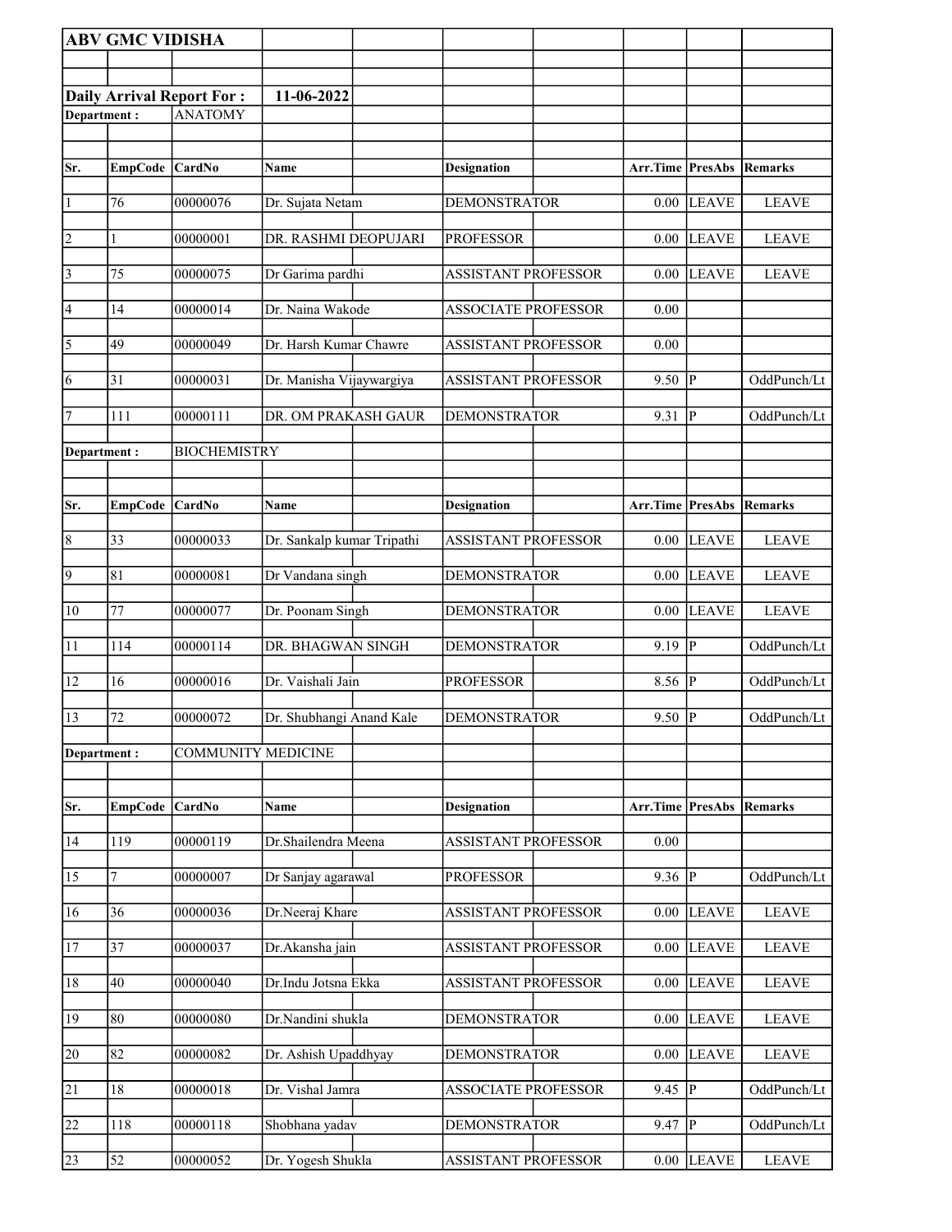**ABV GMC VIDISHA**

**Daily Arrival Report For :** **11-06-2022**

**Department :** ANATOMY

| Sr. | EmpCode | CardNo | Name | Designation | Arr.Time | PresAbs | Remarks |
|---|---|---|---|---|---|---|---|
| 1 | 76 | 00000076 | Dr. Sujata Netam | DEMONSTRATOR | 0.00 | LEAVE | LEAVE |
| 2 | 1 | 00000001 | DR. RASHMI DEOPUJARI | PROFESSOR | 0.00 | LEAVE | LEAVE |
| 3 | 75 | 00000075 | Dr Garima pardhi | ASSISTANT PROFESSOR | 0.00 | LEAVE | LEAVE |
| 4 | 14 | 00000014 | Dr. Naina Wakode | ASSOCIATE PROFESSOR | 0.00 | | |
| 5 | 49 | 00000049 | Dr. Harsh Kumar Chawre | ASSISTANT PROFESSOR | 0.00 | | |
| 6 | 31 | 00000031 | Dr. Manisha Vijaywargiya | ASSISTANT PROFESSOR | 9.50 | P | OddPunch/Lt |
| 7 | 111 | 00000111 | DR. OM PRAKASH GAUR | DEMONSTRATOR | 9.31 | P | OddPunch/Lt |

**Department :** BIOCHEMISTRY

| Sr. | EmpCode | CardNo | Name | Designation | Arr.Time | PresAbs | Remarks |
|---|---|---|---|---|---|---|---|
| 8 | 33 | 00000033 | Dr. Sankalp kumar Tripathi | ASSISTANT PROFESSOR | 0.00 | LEAVE | LEAVE |
| 9 | 81 | 00000081 | Dr Vandana singh | DEMONSTRATOR | 0.00 | LEAVE | LEAVE |
| 10 | 77 | 00000077 | Dr. Poonam Singh | DEMONSTRATOR | 0.00 | LEAVE | LEAVE |
| 11 | 114 | 00000114 | DR. BHAGWAN SINGH | DEMONSTRATOR | 9.19 | P | OddPunch/Lt |
| 12 | 16 | 00000016 | Dr. Vaishali Jain | PROFESSOR | 8.56 | P | OddPunch/Lt |
| 13 | 72 | 00000072 | Dr. Shubhangi Anand Kale | DEMONSTRATOR | 9.50 | P | OddPunch/Lt |

**Department :** COMMUNITY MEDICINE

| Sr. | EmpCode | CardNo | Name | Designation | Arr.Time | PresAbs | Remarks |
|---|---|---|---|---|---|---|---|
| 14 | 119 | 00000119 | Dr.Shailendra Meena | ASSISTANT PROFESSOR | 0.00 | | |
| 15 | 7 | 00000007 | Dr Sanjay agarawal | PROFESSOR | 9.36 | P | OddPunch/Lt |
| 16 | 36 | 00000036 | Dr.Neeraj Khare | ASSISTANT PROFESSOR | 0.00 | LEAVE | LEAVE |
| 17 | 37 | 00000037 | Dr.Akansha jain | ASSISTANT PROFESSOR | 0.00 | LEAVE | LEAVE |
| 18 | 40 | 00000040 | Dr.Indu Jotsna Ekka | ASSISTANT PROFESSOR | 0.00 | LEAVE | LEAVE |
| 19 | 80 | 00000080 | Dr.Nandini shukla | DEMONSTRATOR | 0.00 | LEAVE | LEAVE |
| 20 | 82 | 00000082 | Dr. Ashish Upaddhyay | DEMONSTRATOR | 0.00 | LEAVE | LEAVE |
| 21 | 18 | 00000018 | Dr. Vishal Jamra | ASSOCIATE PROFESSOR | 9.45 | P | OddPunch/Lt |
| 22 | 118 | 00000118 | Shobhana yadav | DEMONSTRATOR | 9.47 | P | OddPunch/Lt |
| 23 | 52 | 00000052 | Dr. Yogesh Shukla | ASSISTANT PROFESSOR | 0.00 | LEAVE | LEAVE |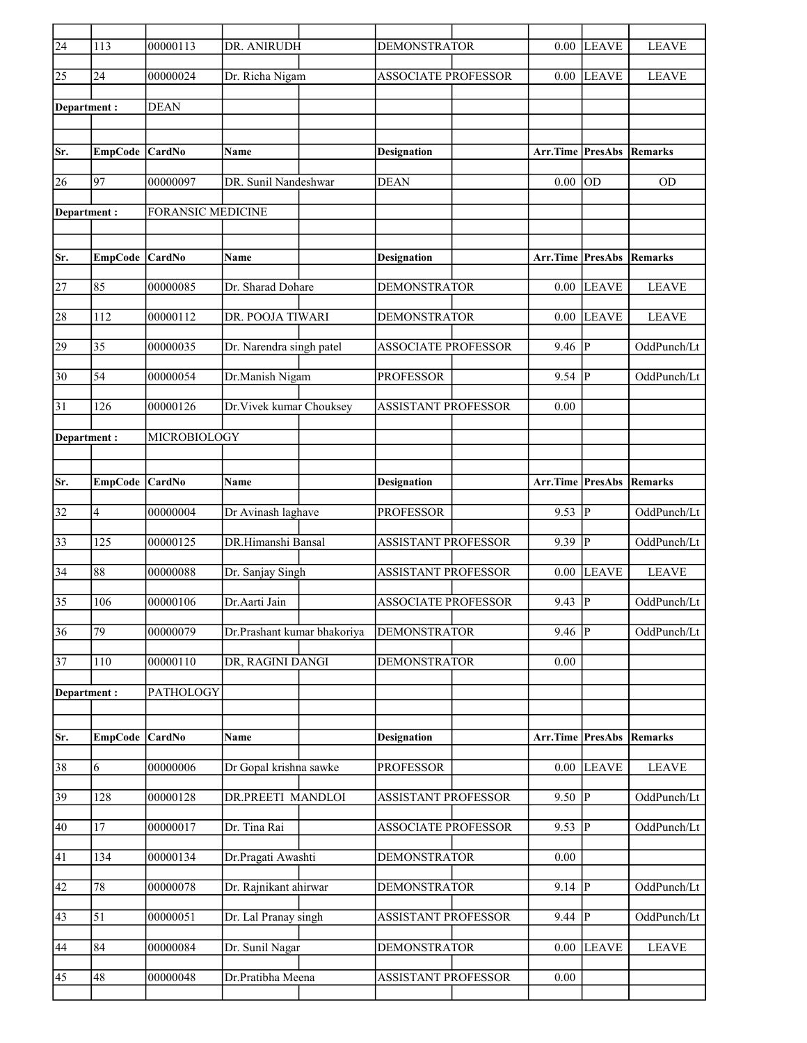| Sr. | EmpCode | CardNo | Name | Designation | Arr.Time | PresAbs | Remarks |
|---|---|---|---|---|---|---|---|
| 24 | 113 | 00000113 | DR. ANIRUDH | DEMONSTRATOR | 0.00 | LEAVE | LEAVE |
| 25 | 24 | 00000024 | Dr. Richa Nigam | ASSOCIATE PROFESSOR | 0.00 | LEAVE | LEAVE |

**Department :** DEAN

| Sr. | EmpCode | CardNo | Name | Designation | Arr.Time | PresAbs | Remarks |
|---|---|---|---|---|---|---|---|
| 26 | 97 | 00000097 | DR. Sunil Nandeshwar | DEAN | 0.00 | OD | OD |

**Department :** FORANSIC MEDICINE

| Sr. | EmpCode | CardNo | Name | Designation | Arr.Time | PresAbs | Remarks |
|---|---|---|---|---|---|---|---|
| 27 | 85 | 00000085 | Dr. Sharad Dohare | DEMONSTRATOR | 0.00 | LEAVE | LEAVE |
| 28 | 112 | 00000112 | DR. POOJA TIWARI | DEMONSTRATOR | 0.00 | LEAVE | LEAVE |
| 29 | 35 | 00000035 | Dr. Narendra singh patel | ASSOCIATE PROFESSOR | 9.46 | P | OddPunch/Lt |
| 30 | 54 | 00000054 | Dr.Manish Nigam | PROFESSOR | 9.54 | P | OddPunch/Lt |
| 31 | 126 | 00000126 | Dr.Vivek kumar Chouksey | ASSISTANT PROFESSOR | 0.00 | | |

**Department :** MICROBIOLOGY

| Sr. | EmpCode | CardNo | Name | Designation | Arr.Time | PresAbs | Remarks |
|---|---|---|---|---|---|---|---|
| 32 | 4 | 00000004 | Dr Avinash laghave | PROFESSOR | 9.53 | P | OddPunch/Lt |
| 33 | 125 | 00000125 | DR.Himanshi Bansal | ASSISTANT PROFESSOR | 9.39 | P | OddPunch/Lt |
| 34 | 88 | 00000088 | Dr. Sanjay Singh | ASSISTANT PROFESSOR | 0.00 | LEAVE | LEAVE |
| 35 | 106 | 00000106 | Dr.Aarti Jain | ASSOCIATE PROFESSOR | 9.43 | P | OddPunch/Lt |
| 36 | 79 | 00000079 | Dr.Prashant kumar bhakoriya | DEMONSTRATOR | 9.46 | P | OddPunch/Lt |
| 37 | 110 | 00000110 | DR, RAGINI DANGI | DEMONSTRATOR | 0.00 | | |

**Department :** PATHOLOGY

| Sr. | EmpCode | CardNo | Name | Designation | Arr.Time | PresAbs | Remarks |
|---|---|---|---|---|---|---|---|
| 38 | 6 | 00000006 | Dr Gopal krishna sawke | PROFESSOR | 0.00 | LEAVE | LEAVE |
| 39 | 128 | 00000128 | DR.PREETI MANDLOI | ASSISTANT PROFESSOR | 9.50 | P | OddPunch/Lt |
| 40 | 17 | 00000017 | Dr. Tina Rai | ASSOCIATE PROFESSOR | 9.53 | P | OddPunch/Lt |
| 41 | 134 | 00000134 | Dr.Pragati Awashti | DEMONSTRATOR | 0.00 | | |
| 42 | 78 | 00000078 | Dr. Rajnikant ahirwar | DEMONSTRATOR | 9.14 | P | OddPunch/Lt |
| 43 | 51 | 00000051 | Dr. Lal Pranay singh | ASSISTANT PROFESSOR | 9.44 | P | OddPunch/Lt |
| 44 | 84 | 00000084 | Dr. Sunil Nagar | DEMONSTRATOR | 0.00 | LEAVE | LEAVE |
| 45 | 48 | 00000048 | Dr.Pratibha Meena | ASSISTANT PROFESSOR | 0.00 | | |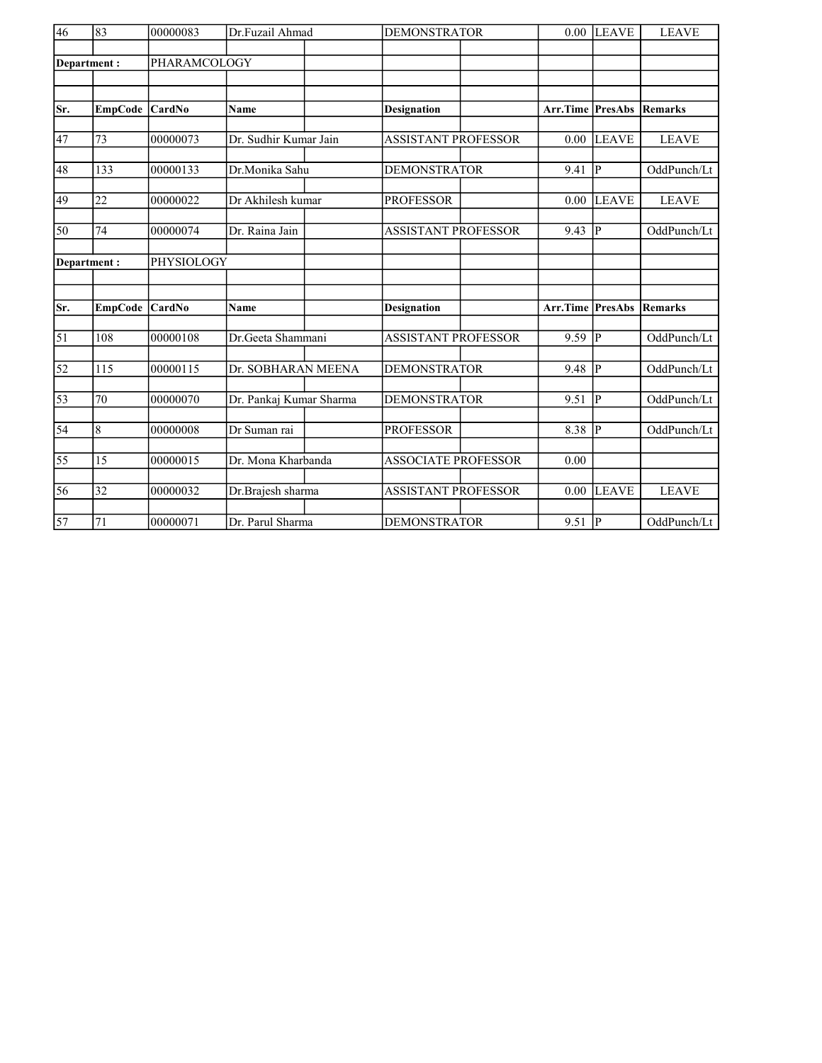| Sr. | EmpCode | CardNo | Name | Designation | Arr.Time | PresAbs | Remarks |
|---|---|---|---|---|---|---|---|
| 46 | 83 | 00000083 | Dr.Fuzail Ahmad | DEMONSTRATOR | 0.00 | LEAVE | LEAVE |

**Department :** PHARAMCOLOGY

| Sr. | EmpCode | CardNo | Name | Designation | Arr.Time | PresAbs | Remarks |
|---|---|---|---|---|---|---|---|
| 47 | 73 | 00000073 | Dr. Sudhir Kumar Jain | ASSISTANT PROFESSOR | 0.00 | LEAVE | LEAVE |
| 48 | 133 | 00000133 | Dr.Monika Sahu | DEMONSTRATOR | 9.41 | P | OddPunch/Lt |
| 49 | 22 | 00000022 | Dr Akhilesh kumar | PROFESSOR | 0.00 | LEAVE | LEAVE |
| 50 | 74 | 00000074 | Dr. Raina Jain | ASSISTANT PROFESSOR | 9.43 | P | OddPunch/Lt |

**Department :** PHYSIOLOGY

| Sr. | EmpCode | CardNo | Name | Designation | Arr.Time | PresAbs | Remarks |
|---|---|---|---|---|---|---|---|
| 51 | 108 | 00000108 | Dr.Geeta Shammani | ASSISTANT PROFESSOR | 9.59 | P | OddPunch/Lt |
| 52 | 115 | 00000115 | Dr. SOBHARAN MEENA | DEMONSTRATOR | 9.48 | P | OddPunch/Lt |
| 53 | 70 | 00000070 | Dr. Pankaj Kumar Sharma | DEMONSTRATOR | 9.51 | P | OddPunch/Lt |
| 54 | 8 | 00000008 | Dr Suman rai | PROFESSOR | 8.38 | P | OddPunch/Lt |
| 55 | 15 | 00000015 | Dr. Mona Kharbanda | ASSOCIATE PROFESSOR | 0.00 | | |
| 56 | 32 | 00000032 | Dr.Brajesh sharma | ASSISTANT PROFESSOR | 0.00 | LEAVE | LEAVE |
| 57 | 71 | 00000071 | Dr. Parul Sharma | DEMONSTRATOR | 9.51 | P | OddPunch/Lt |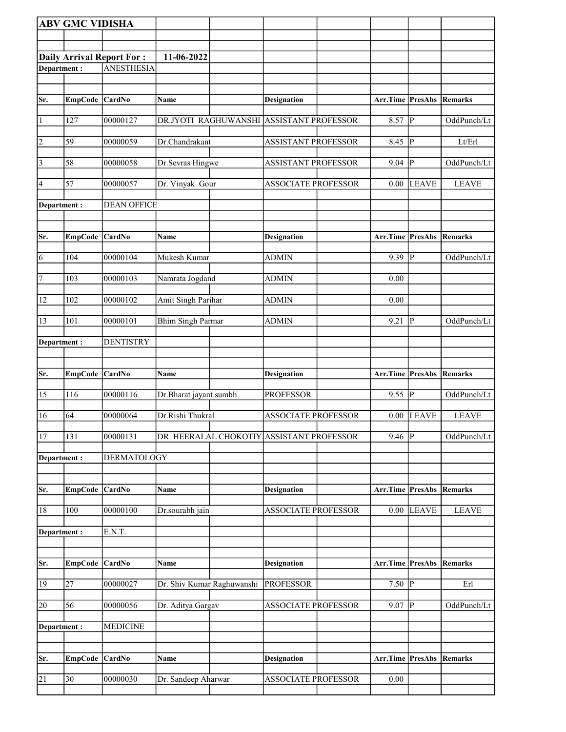**ABV GMC VIDISHA**

**Daily Arrival Report For :** **11-06-2022**

**Department :** ANESTHESIA

| Sr. | EmpCode | CardNo | Name | Designation | Arr.Time | PresAbs | Remarks |
|---|---|---|---|---|---|---|---|
| 1 | 127 | 00000127 | DR.JYOTI RAGHUWANSHI | ASSISTANT PROFESSOR | 8.57 | P | OddPunch/Lt |
| 2 | 59 | 00000059 | Dr.Chandrakant | ASSISTANT PROFESSOR | 8.45 | P | Lt/Erl |
| 3 | 58 | 00000058 | Dr.Sevras Hingwe | ASSISTANT PROFESSOR | 9.04 | P | OddPunch/Lt |
| 4 | 57 | 00000057 | Dr. Vinyak Gour | ASSOCIATE PROFESSOR | 0.00 | LEAVE | LEAVE |

**Department :** DEAN OFFICE

| Sr. | EmpCode | CardNo | Name | Designation | Arr.Time | PresAbs | Remarks |
|---|---|---|---|---|---|---|---|
| 6 | 104 | 00000104 | Mukesh Kumar | ADMIN | 9.39 | P | OddPunch/Lt |
| 7 | 103 | 00000103 | Namrata Jogdand | ADMIN | 0.00 | | |
| 12 | 102 | 00000102 | Amit Singh Parihar | ADMIN | 0.00 | | |
| 13 | 101 | 00000101 | Bhim Singh Parmar | ADMIN | 9.21 | P | OddPunch/Lt |

**Department :** DENTISTRY

| Sr. | EmpCode | CardNo | Name | Designation | Arr.Time | PresAbs | Remarks |
|---|---|---|---|---|---|---|---|
| 15 | 116 | 00000116 | Dr.Bharat jayant sumbh | PROFESSOR | 9.55 | P | OddPunch/Lt |
| 16 | 64 | 00000064 | Dr.Rishi Thukral | ASSOCIATE PROFESSOR | 0.00 | LEAVE | LEAVE |
| 17 | 131 | 00000131 | DR. HEERALAL CHOKOTIY | ASSISTANT PROFESSOR | 9.46 | P | OddPunch/Lt |

**Department :** DERMATOLOGY

| Sr. | EmpCode | CardNo | Name | Designation | Arr.Time | PresAbs | Remarks |
|---|---|---|---|---|---|---|---|
| 18 | 100 | 00000100 | Dr.sourabh jain | ASSOCIATE PROFESSOR | 0.00 | LEAVE | LEAVE |

**Department :** E.N.T.

| Sr. | EmpCode | CardNo | Name | Designation | Arr.Time | PresAbs | Remarks |
|---|---|---|---|---|---|---|---|
| 19 | 27 | 00000027 | Dr. Shiv Kumar Raghuwanshi | PROFESSOR | 7.50 | P | Erl |
| 20 | 56 | 00000056 | Dr. Aditya Gargav | ASSOCIATE PROFESSOR | 9.07 | P | OddPunch/Lt |

**Department :** MEDICINE

| Sr. | EmpCode | CardNo | Name | Designation | Arr.Time | PresAbs | Remarks |
|---|---|---|---|---|---|---|---|
| 21 | 30 | 00000030 | Dr. Sandeep Aharwar | ASSOCIATE PROFESSOR | 0.00 | | |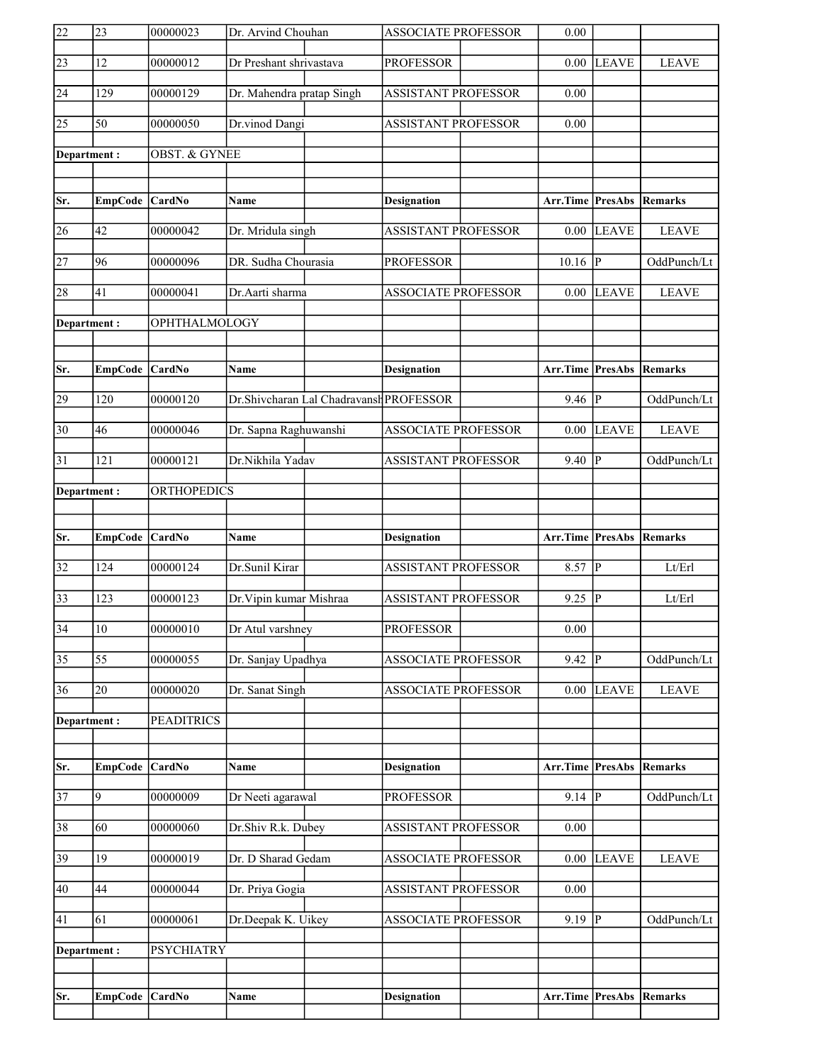| Sr. | EmpCode | CardNo | Name | Designation | Arr.Time | PresAbs | Remarks |
|---|---|---|---|---|---|---|---|
| 22 | 23 | 00000023 | Dr. Arvind Chouhan | ASSOCIATE PROFESSOR | 0.00 | | |
| 23 | 12 | 00000012 | Dr Preshant shrivastava | PROFESSOR | 0.00 | LEAVE | LEAVE |
| 24 | 129 | 00000129 | Dr. Mahendra pratap Singh | ASSISTANT PROFESSOR | 0.00 | | |
| 25 | 50 | 00000050 | Dr.vinod Dangi | ASSISTANT PROFESSOR | 0.00 | | |

**Department :** OBST. & GYNEE

| Sr. | EmpCode | CardNo | Name | Designation | Arr.Time | PresAbs | Remarks |
|---|---|---|---|---|---|---|---|
| 26 | 42 | 00000042 | Dr. Mridula singh | ASSISTANT PROFESSOR | 0.00 | LEAVE | LEAVE |
| 27 | 96 | 00000096 | DR. Sudha Chourasia | PROFESSOR | 10.16 | P | OddPunch/Lt |
| 28 | 41 | 00000041 | Dr.Aarti sharma | ASSOCIATE PROFESSOR | 0.00 | LEAVE | LEAVE |

**Department :** OPHTHALMOLOGY

| Sr. | EmpCode | CardNo | Name | Designation | Arr.Time | PresAbs | Remarks |
|---|---|---|---|---|---|---|---|
| 29 | 120 | 00000120 | Dr.Shivcharan Lal Chadravansh | PROFESSOR | 9.46 | P | OddPunch/Lt |
| 30 | 46 | 00000046 | Dr. Sapna Raghuwanshi | ASSOCIATE PROFESSOR | 0.00 | LEAVE | LEAVE |
| 31 | 121 | 00000121 | Dr.Nikhila Yadav | ASSISTANT PROFESSOR | 9.40 | P | OddPunch/Lt |

**Department :** ORTHOPEDICS

| Sr. | EmpCode | CardNo | Name | Designation | Arr.Time | PresAbs | Remarks |
|---|---|---|---|---|---|---|---|
| 32 | 124 | 00000124 | Dr.Sunil Kirar | ASSISTANT PROFESSOR | 8.57 | P | Lt/Erl |
| 33 | 123 | 00000123 | Dr.Vipin kumar Mishraa | ASSISTANT PROFESSOR | 9.25 | P | Lt/Erl |
| 34 | 10 | 00000010 | Dr Atul varshney | PROFESSOR | 0.00 | | |
| 35 | 55 | 00000055 | Dr. Sanjay Upadhya | ASSOCIATE PROFESSOR | 9.42 | P | OddPunch/Lt |
| 36 | 20 | 00000020 | Dr. Sanat Singh | ASSOCIATE PROFESSOR | 0.00 | LEAVE | LEAVE |

**Department :** PEADITRICS

| Sr. | EmpCode | CardNo | Name | Designation | Arr.Time | PresAbs | Remarks |
|---|---|---|---|---|---|---|---|
| 37 | 9 | 00000009 | Dr Neeti agarawal | PROFESSOR | 9.14 | P | OddPunch/Lt |
| 38 | 60 | 00000060 | Dr.Shiv R.k. Dubey | ASSISTANT PROFESSOR | 0.00 | | |
| 39 | 19 | 00000019 | Dr. D Sharad Gedam | ASSOCIATE PROFESSOR | 0.00 | LEAVE | LEAVE |
| 40 | 44 | 00000044 | Dr. Priya Gogia | ASSISTANT PROFESSOR | 0.00 | | |
| 41 | 61 | 00000061 | Dr.Deepak K. Uikey | ASSOCIATE PROFESSOR | 9.19 | P | OddPunch/Lt |

**Department :** PSYCHIATRY

| Sr. | EmpCode | CardNo | Name | Designation | Arr.Time | PresAbs | Remarks |
|---|---|---|---|---|---|---|---|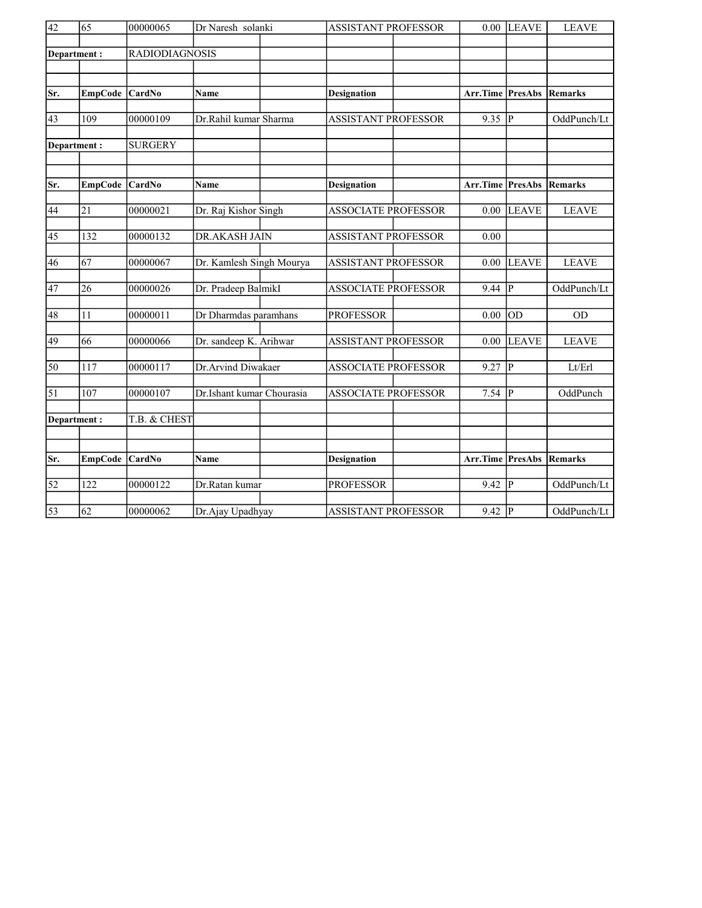| Sr. | EmpCode | CardNo | Name | Designation | Arr.Time | PresAbs | Remarks |
|---|---|---|---|---|---|---|---|
| 42 | 65 | 00000065 | Dr Naresh solanki | ASSISTANT PROFESSOR | 0.00 | LEAVE | LEAVE |

| Department : | RADIODIAGNOSIS | | | | | | |
|---|---|---|---|---|---|---|---|
| Sr. | EmpCode | CardNo | Name | Designation | Arr.Time | PresAbs | Remarks |
| 43 | 109 | 00000109 | Dr.Rahil kumar Sharma | ASSISTANT PROFESSOR | 9.35 | P | OddPunch/Lt |

| Department : | SURGERY | | | | | | |
|---|---|---|---|---|---|---|---|
| Sr. | EmpCode | CardNo | Name | Designation | Arr.Time | PresAbs | Remarks |
| 44 | 21 | 00000021 | Dr. Raj Kishor Singh | ASSOCIATE PROFESSOR | 0.00 | LEAVE | LEAVE |
| 45 | 132 | 00000132 | DR.AKASH JAIN | ASSISTANT PROFESSOR | 0.00 | | |
| 46 | 67 | 00000067 | Dr. Kamlesh Singh Mourya | ASSISTANT PROFESSOR | 0.00 | LEAVE | LEAVE |
| 47 | 26 | 00000026 | Dr. Pradeep BalmikI | ASSOCIATE PROFESSOR | 9.44 | P | OddPunch/Lt |
| 48 | 11 | 00000011 | Dr Dharmdas paramhans | PROFESSOR | 0.00 | OD | OD |
| 49 | 66 | 00000066 | Dr. sandeep K. Arihwar | ASSISTANT PROFESSOR | 0.00 | LEAVE | LEAVE |
| 50 | 117 | 00000117 | Dr.Arvind Diwakaer | ASSOCIATE PROFESSOR | 9.27 | P | Lt/Erl |
| 51 | 107 | 00000107 | Dr.Ishant kumar Chourasia | ASSOCIATE PROFESSOR | 7.54 | P | OddPunch |

| Department : | T.B. & CHEST | | | | | | |
|---|---|---|---|---|---|---|---|
| Sr. | EmpCode | CardNo | Name | Designation | Arr.Time | PresAbs | Remarks |
| 52 | 122 | 00000122 | Dr.Ratan kumar | PROFESSOR | 9.42 | P | OddPunch/Lt |
| 53 | 62 | 00000062 | Dr.Ajay Upadhyay | ASSISTANT PROFESSOR | 9.42 | P | OddPunch/Lt |